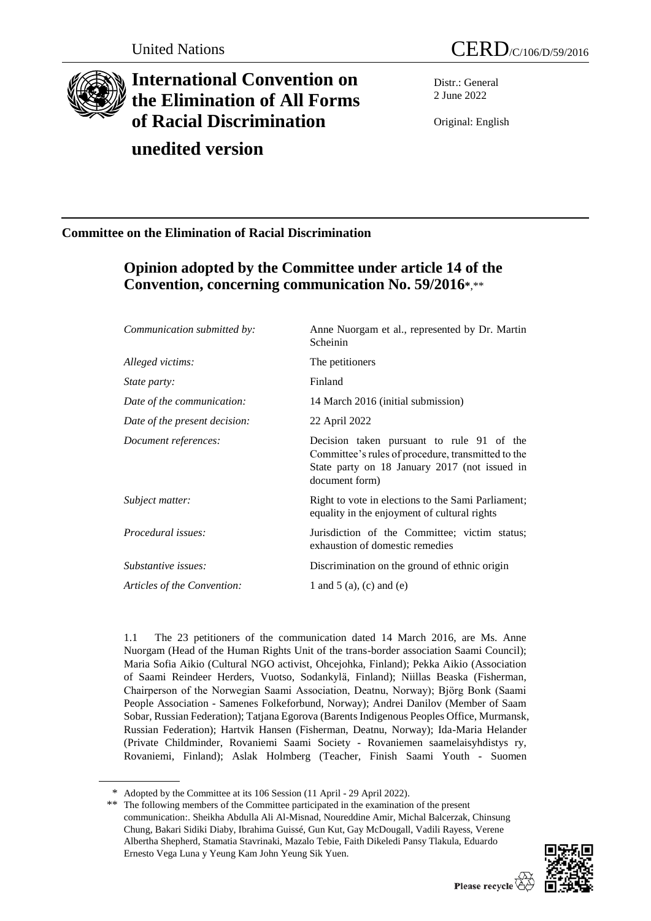United Nations CERD/C/106/D/59/2016

# International Convention on the Elimination of All Forms of Racial Discrimination

## unedited version

Distr.: General
2 June 2022

Original: English

## Committee on the Elimination of Racial Discrimination

# Opinion adopted by the Committee under article 14 of the Convention, concerning communication No. 59/2016*,**

| | |
|---|---|
| *Communication submitted by:* | Anne Nuorgam et al., represented by Dr. Martin Scheinin |
| *Alleged victims:* | The petitioners |
| *State party:* | Finland |
| *Date of the communication:* | 14 March 2016 (initial submission) |
| *Date of the present decision:* | 22 April 2022 |
| *Document references:* | Decision taken pursuant to rule 91 of the Committee's rules of procedure, transmitted to the State party on 18 January 2017 (not issued in document form) |
| *Subject matter:* | Right to vote in elections to the Sami Parliament; equality in the enjoyment of cultural rights |
| *Procedural issues:* | Jurisdiction of the Committee; victim status; exhaustion of domestic remedies |
| *Substantive issues:* | Discrimination on the ground of ethnic origin |
| *Articles of the Convention:* | 1 and 5 (a), (c) and (e) |

1.1 The 23 petitioners of the communication dated 14 March 2016, are Ms. Anne Nuorgam (Head of the Human Rights Unit of the trans-border association Saami Council); Maria Sofia Aikio (Cultural NGO activist, Ohcejohka, Finland); Pekka Aikio (Association of Saami Reindeer Herders, Vuotso, Sodankylä, Finland); Niillas Beaska (Fisherman, Chairperson of the Norwegian Saami Association, Deatnu, Norway); Björg Bonk (Saami People Association - Samenes Folkeforbund, Norway); Andrei Danilov (Member of Saam Sobar, Russian Federation); Tatjana Egorova (Barents Indigenous Peoples Office, Murmansk, Russian Federation); Hartvik Hansen (Fisherman, Deatnu, Norway); Ida-Maria Helander (Private Childminder, Rovaniemi Saami Society - Rovaniemen saamelaisyhdistys ry, Rovaniemi, Finland); Aslak Holmberg (Teacher, Finish Saami Youth - Suomen

\* Adopted by the Committee at its 106 Session (11 April - 29 April 2022).

\*\* The following members of the Committee participated in the examination of the present communication:. Sheikha Abdulla Ali Al-Misnad, Noureddine Amir, Michal Balcerzak, Chinsung Chung, Bakari Sidiki Diaby, Ibrahima Guissé, Gun Kut, Gay McDougall, Vadili Rayess, Verene Albertha Shepherd, Stamatia Stavrinaki, Mazalo Tebie, Faith Dikeledi Pansy Tlakula, Eduardo Ernesto Vega Luna y Yeung Kam John Yeung Sik Yuen.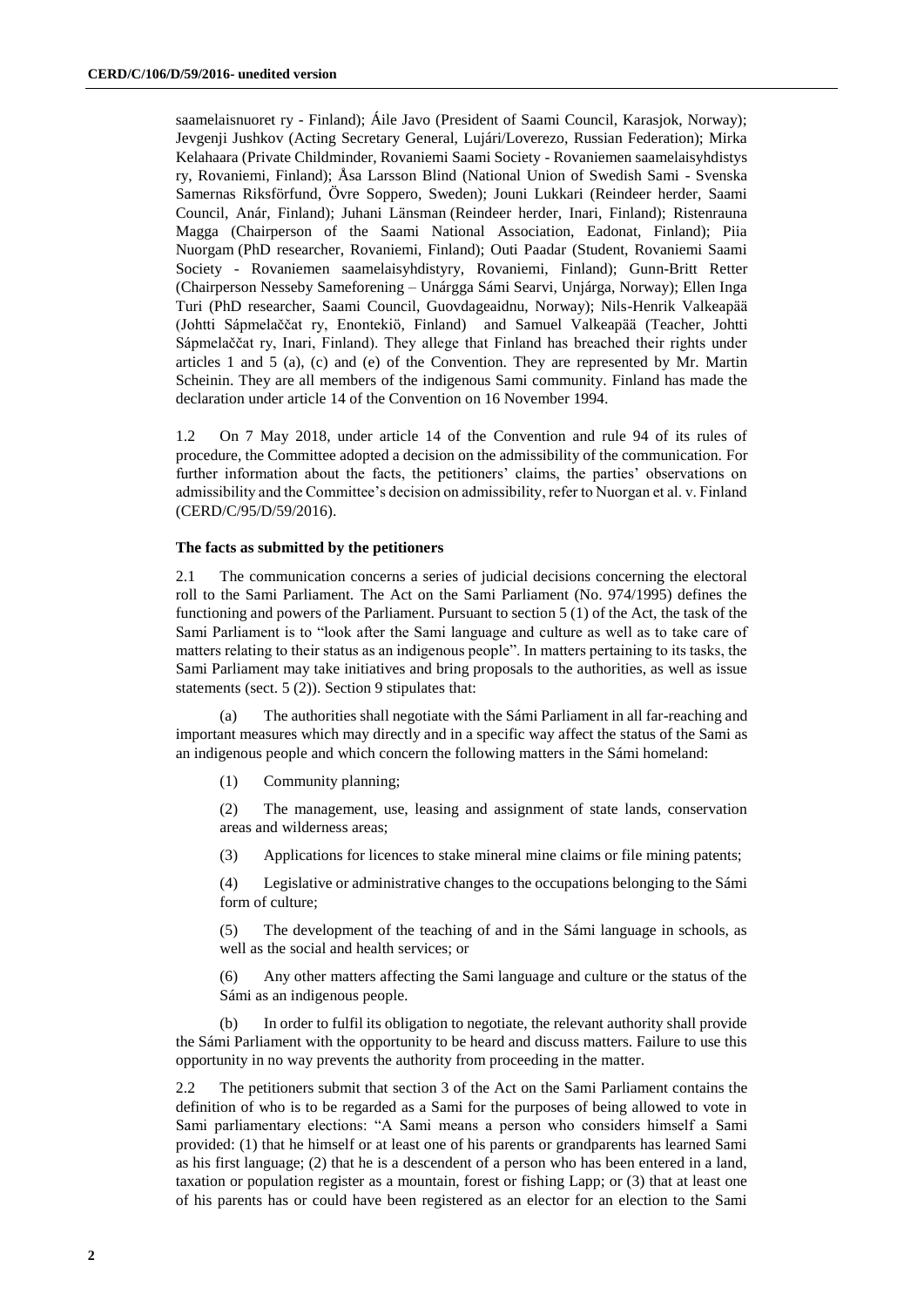saamelaisnuoret ry - Finland); Áile Javo (President of Saami Council, Karasjok, Norway); Jevgenji Jushkov (Acting Secretary General, Lujári/Loverezo, Russian Federation); Mirka Kelahaara (Private Childminder, Rovaniemi Saami Society - Rovaniemen saamelaisyhdistys ry, Rovaniemi, Finland); Åsa Larsson Blind (National Union of Swedish Sami - Svenska Samernas Riksförfund, Övre Soppero, Sweden); Jouni Lukkari (Reindeer herder, Saami Council, Anár, Finland); Juhani Länsman (Reindeer herder, Inari, Finland); Ristenrauna Magga (Chairperson of the Saami National Association, Eadonat, Finland); Piia Nuorgam (PhD researcher, Rovaniemi, Finland); Outi Paadar (Student, Rovaniemi Saami Society - Rovaniemen saamelaisyhdistyry, Rovaniemi, Finland); Gunn-Britt Retter (Chairperson Nesseby Sameforening – Unárgga Sámi Searvi, Unjárga, Norway); Ellen Inga Turi (PhD researcher, Saami Council, Guovdageaidnu, Norway); Nils-Henrik Valkeapää (Johtti Sápmelaččat ry, Enontekiö, Finland) and Samuel Valkeapää (Teacher, Johtti Sápmelaččat ry, Inari, Finland). They allege that Finland has breached their rights under articles 1 and 5 (a), (c) and (e) of the Convention. They are represented by Mr. Martin Scheinin. They are all members of the indigenous Sami community. Finland has made the declaration under article 14 of the Convention on 16 November 1994.

1.2 On 7 May 2018, under article 14 of the Convention and rule 94 of its rules of procedure, the Committee adopted a decision on the admissibility of the communication. For further information about the facts, the petitioners' claims, the parties' observations on admissibility and the Committee's decision on admissibility, refer to Nuorgan et al. v. Finland (CERD/C/95/D/59/2016).

### The facts as submitted by the petitioners

2.1 The communication concerns a series of judicial decisions concerning the electoral roll to the Sami Parliament. The Act on the Sami Parliament (No. 974/1995) defines the functioning and powers of the Parliament. Pursuant to section 5 (1) of the Act, the task of the Sami Parliament is to "look after the Sami language and culture as well as to take care of matters relating to their status as an indigenous people". In matters pertaining to its tasks, the Sami Parliament may take initiatives and bring proposals to the authorities, as well as issue statements (sect. 5 (2)). Section 9 stipulates that:

(a) The authorities shall negotiate with the Sámi Parliament in all far-reaching and important measures which may directly and in a specific way affect the status of the Sami as an indigenous people and which concern the following matters in the Sámi homeland:

(1) Community planning;

(2) The management, use, leasing and assignment of state lands, conservation areas and wilderness areas;

(3) Applications for licences to stake mineral mine claims or file mining patents;

(4) Legislative or administrative changes to the occupations belonging to the Sámi form of culture;

(5) The development of the teaching of and in the Sámi language in schools, as well as the social and health services; or

(6) Any other matters affecting the Sami language and culture or the status of the Sámi as an indigenous people.

(b) In order to fulfil its obligation to negotiate, the relevant authority shall provide the Sámi Parliament with the opportunity to be heard and discuss matters. Failure to use this opportunity in no way prevents the authority from proceeding in the matter.

2.2 The petitioners submit that section 3 of the Act on the Sami Parliament contains the definition of who is to be regarded as a Sami for the purposes of being allowed to vote in Sami parliamentary elections: "A Sami means a person who considers himself a Sami provided: (1) that he himself or at least one of his parents or grandparents has learned Sami as his first language; (2) that he is a descendent of a person who has been entered in a land, taxation or population register as a mountain, forest or fishing Lapp; or (3) that at least one of his parents has or could have been registered as an elector for an election to the Sami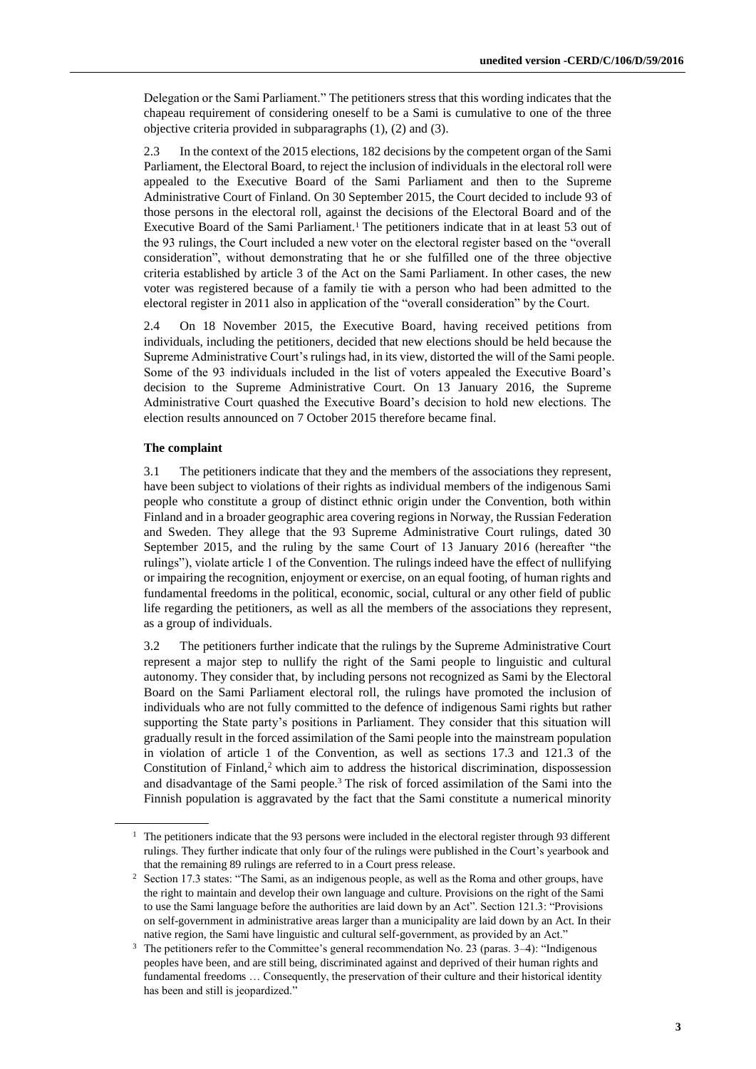Delegation or the Sami Parliament." The petitioners stress that this wording indicates that the chapeau requirement of considering oneself to be a Sami is cumulative to one of the three objective criteria provided in subparagraphs (1), (2) and (3).

2.3 In the context of the 2015 elections, 182 decisions by the competent organ of the Sami Parliament, the Electoral Board, to reject the inclusion of individuals in the electoral roll were appealed to the Executive Board of the Sami Parliament and then to the Supreme Administrative Court of Finland. On 30 September 2015, the Court decided to include 93 of those persons in the electoral roll, against the decisions of the Electoral Board and of the Executive Board of the Sami Parliament.[1] The petitioners indicate that in at least 53 out of the 93 rulings, the Court included a new voter on the electoral register based on the "overall consideration", without demonstrating that he or she fulfilled one of the three objective criteria established by article 3 of the Act on the Sami Parliament. In other cases, the new voter was registered because of a family tie with a person who had been admitted to the electoral register in 2011 also in application of the "overall consideration" by the Court.

2.4 On 18 November 2015, the Executive Board, having received petitions from individuals, including the petitioners, decided that new elections should be held because the Supreme Administrative Court's rulings had, in its view, distorted the will of the Sami people. Some of the 93 individuals included in the list of voters appealed the Executive Board's decision to the Supreme Administrative Court. On 13 January 2016, the Supreme Administrative Court quashed the Executive Board's decision to hold new elections. The election results announced on 7 October 2015 therefore became final.

**The complaint**

3.1 The petitioners indicate that they and the members of the associations they represent, have been subject to violations of their rights as individual members of the indigenous Sami people who constitute a group of distinct ethnic origin under the Convention, both within Finland and in a broader geographic area covering regions in Norway, the Russian Federation and Sweden. They allege that the 93 Supreme Administrative Court rulings, dated 30 September 2015, and the ruling by the same Court of 13 January 2016 (hereafter "the rulings"), violate article 1 of the Convention. The rulings indeed have the effect of nullifying or impairing the recognition, enjoyment or exercise, on an equal footing, of human rights and fundamental freedoms in the political, economic, social, cultural or any other field of public life regarding the petitioners, as well as all the members of the associations they represent, as a group of individuals.

3.2 The petitioners further indicate that the rulings by the Supreme Administrative Court represent a major step to nullify the right of the Sami people to linguistic and cultural autonomy. They consider that, by including persons not recognized as Sami by the Electoral Board on the Sami Parliament electoral roll, the rulings have promoted the inclusion of individuals who are not fully committed to the defence of indigenous Sami rights but rather supporting the State party's positions in Parliament. They consider that this situation will gradually result in the forced assimilation of the Sami people into the mainstream population in violation of article 1 of the Convention, as well as sections 17.3 and 121.3 of the Constitution of Finland,[2] which aim to address the historical discrimination, dispossession and disadvantage of the Sami people.[3] The risk of forced assimilation of the Sami into the Finnish population is aggravated by the fact that the Sami constitute a numerical minority

---

[1] The petitioners indicate that the 93 persons were included in the electoral register through 93 different rulings. They further indicate that only four of the rulings were published in the Court's yearbook and that the remaining 89 rulings are referred to in a Court press release.

[2] Section 17.3 states: "The Sami, as an indigenous people, as well as the Roma and other groups, have the right to maintain and develop their own language and culture. Provisions on the right of the Sami to use the Sami language before the authorities are laid down by an Act". Section 121.3: "Provisions on self-government in administrative areas larger than a municipality are laid down by an Act. In their native region, the Sami have linguistic and cultural self-government, as provided by an Act."

[3] The petitioners refer to the Committee's general recommendation No. 23 (paras. 3–4): "Indigenous peoples have been, and are still being, discriminated against and deprived of their human rights and fundamental freedoms … Consequently, the preservation of their culture and their historical identity has been and still is jeopardized."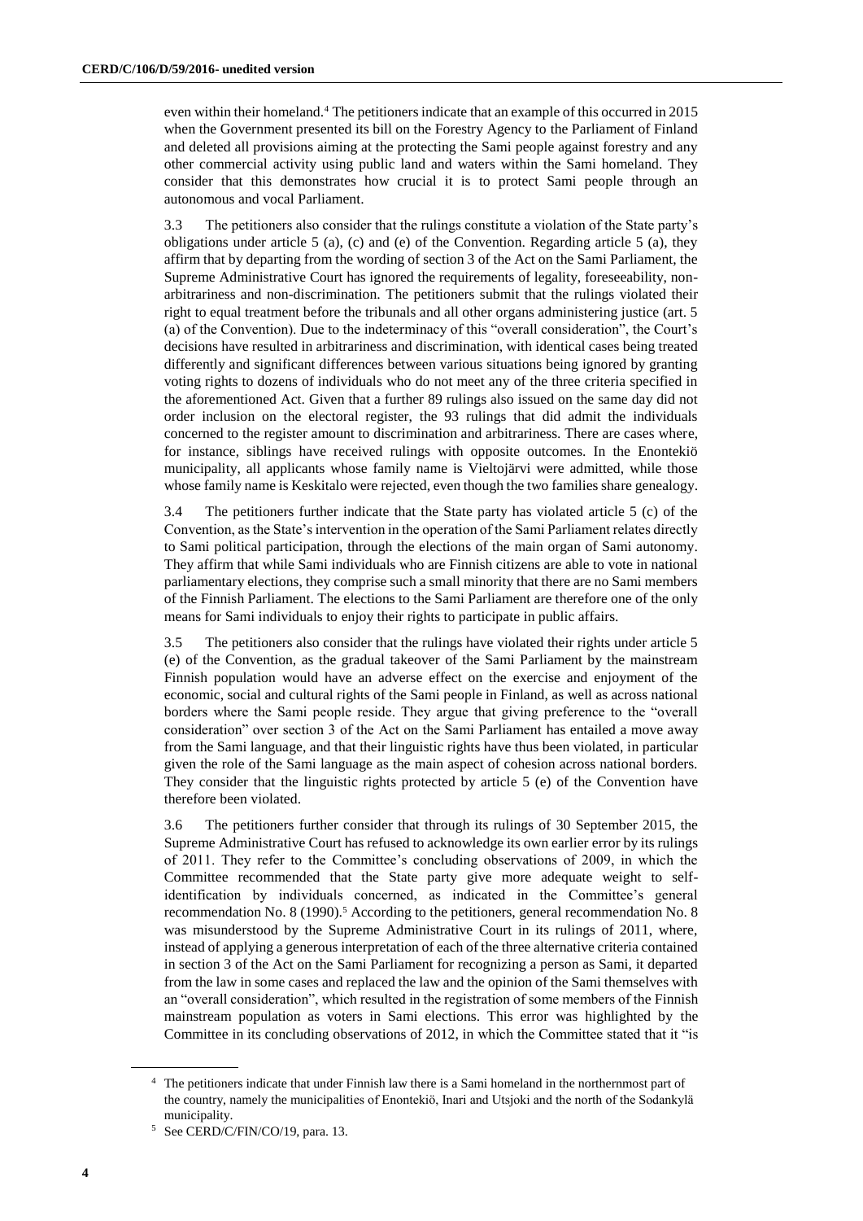even within their homeland.[4] The petitioners indicate that an example of this occurred in 2015 when the Government presented its bill on the Forestry Agency to the Parliament of Finland and deleted all provisions aiming at the protecting the Sami people against forestry and any other commercial activity using public land and waters within the Sami homeland. They consider that this demonstrates how crucial it is to protect Sami people through an autonomous and vocal Parliament.

3.3 The petitioners also consider that the rulings constitute a violation of the State party's obligations under article 5 (a), (c) and (e) of the Convention. Regarding article 5 (a), they affirm that by departing from the wording of section 3 of the Act on the Sami Parliament, the Supreme Administrative Court has ignored the requirements of legality, foreseeability, non-arbitrariness and non-discrimination. The petitioners submit that the rulings violated their right to equal treatment before the tribunals and all other organs administering justice (art. 5 (a) of the Convention). Due to the indeterminacy of this "overall consideration", the Court's decisions have resulted in arbitrariness and discrimination, with identical cases being treated differently and significant differences between various situations being ignored by granting voting rights to dozens of individuals who do not meet any of the three criteria specified in the aforementioned Act. Given that a further 89 rulings also issued on the same day did not order inclusion on the electoral register, the 93 rulings that did admit the individuals concerned to the register amount to discrimination and arbitrariness. There are cases where, for instance, siblings have received rulings with opposite outcomes. In the Enontekiö municipality, all applicants whose family name is Vieltojärvi were admitted, while those whose family name is Keskitalo were rejected, even though the two families share genealogy.

3.4 The petitioners further indicate that the State party has violated article 5 (c) of the Convention, as the State's intervention in the operation of the Sami Parliament relates directly to Sami political participation, through the elections of the main organ of Sami autonomy. They affirm that while Sami individuals who are Finnish citizens are able to vote in national parliamentary elections, they comprise such a small minority that there are no Sami members of the Finnish Parliament. The elections to the Sami Parliament are therefore one of the only means for Sami individuals to enjoy their rights to participate in public affairs.

3.5 The petitioners also consider that the rulings have violated their rights under article 5 (e) of the Convention, as the gradual takeover of the Sami Parliament by the mainstream Finnish population would have an adverse effect on the exercise and enjoyment of the economic, social and cultural rights of the Sami people in Finland, as well as across national borders where the Sami people reside. They argue that giving preference to the "overall consideration" over section 3 of the Act on the Sami Parliament has entailed a move away from the Sami language, and that their linguistic rights have thus been violated, in particular given the role of the Sami language as the main aspect of cohesion across national borders. They consider that the linguistic rights protected by article 5 (e) of the Convention have therefore been violated.

3.6 The petitioners further consider that through its rulings of 30 September 2015, the Supreme Administrative Court has refused to acknowledge its own earlier error by its rulings of 2011. They refer to the Committee's concluding observations of 2009, in which the Committee recommended that the State party give more adequate weight to self-identification by individuals concerned, as indicated in the Committee's general recommendation No. 8 (1990).[5] According to the petitioners, general recommendation No. 8 was misunderstood by the Supreme Administrative Court in its rulings of 2011, where, instead of applying a generous interpretation of each of the three alternative criteria contained in section 3 of the Act on the Sami Parliament for recognizing a person as Sami, it departed from the law in some cases and replaced the law and the opinion of the Sami themselves with an "overall consideration", which resulted in the registration of some members of the Finnish mainstream population as voters in Sami elections. This error was highlighted by the Committee in its concluding observations of 2012, in which the Committee stated that it "is

[4] The petitioners indicate that under Finnish law there is a Sami homeland in the northernmost part of the country, namely the municipalities of Enontekiö, Inari and Utsjoki and the north of the Sodankylä municipality.

[5] See CERD/C/FIN/CO/19, para. 13.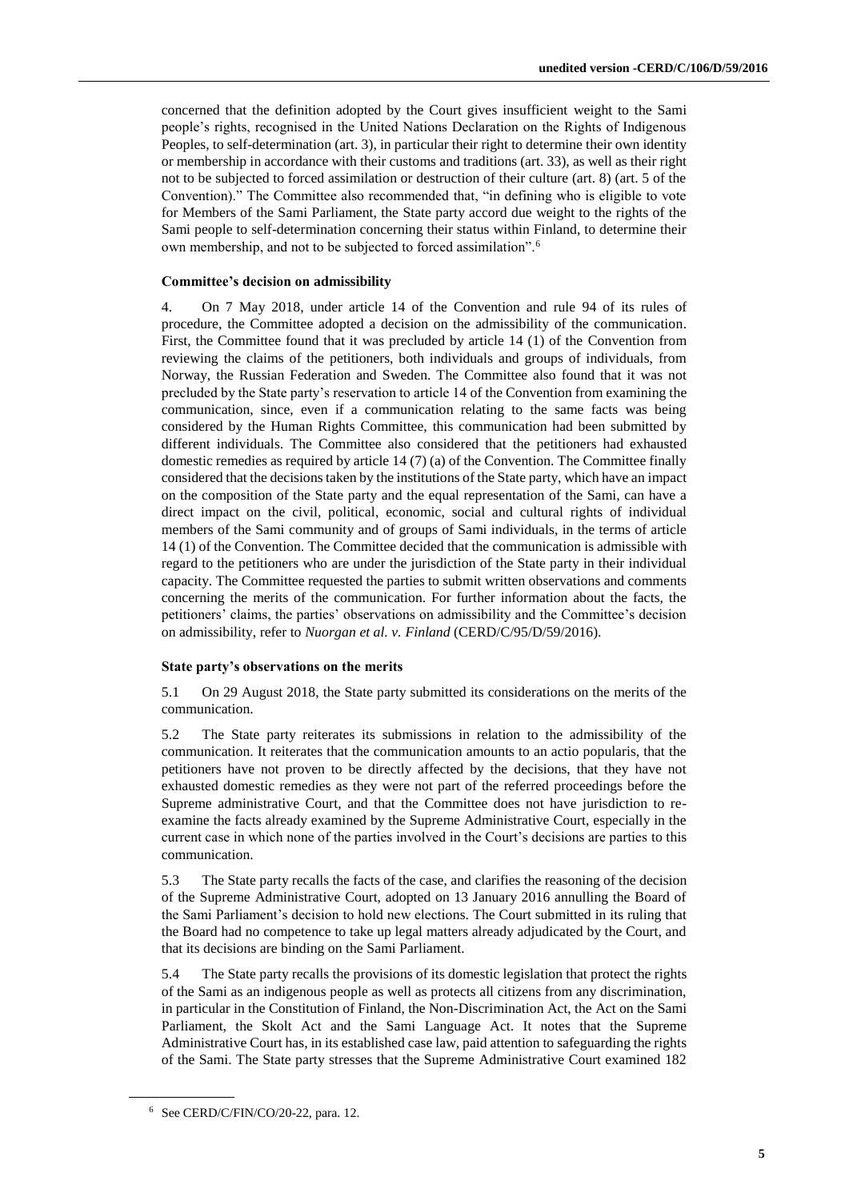concerned that the definition adopted by the Court gives insufficient weight to the Sami people's rights, recognised in the United Nations Declaration on the Rights of Indigenous Peoples, to self-determination (art. 3), in particular their right to determine their own identity or membership in accordance with their customs and traditions (art. 33), as well as their right not to be subjected to forced assimilation or destruction of their culture (art. 8) (art. 5 of the Convention)." The Committee also recommended that, "in defining who is eligible to vote for Members of the Sami Parliament, the State party accord due weight to the rights of the Sami people to self-determination concerning their status within Finland, to determine their own membership, and not to be subjected to forced assimilation".[6]

### Committee's decision on admissibility

4. On 7 May 2018, under article 14 of the Convention and rule 94 of its rules of procedure, the Committee adopted a decision on the admissibility of the communication. First, the Committee found that it was precluded by article 14 (1) of the Convention from reviewing the claims of the petitioners, both individuals and groups of individuals, from Norway, the Russian Federation and Sweden. The Committee also found that it was not precluded by the State party's reservation to article 14 of the Convention from examining the communication, since, even if a communication relating to the same facts was being considered by the Human Rights Committee, this communication had been submitted by different individuals. The Committee also considered that the petitioners had exhausted domestic remedies as required by article 14 (7) (a) of the Convention. The Committee finally considered that the decisions taken by the institutions of the State party, which have an impact on the composition of the State party and the equal representation of the Sami, can have a direct impact on the civil, political, economic, social and cultural rights of individual members of the Sami community and of groups of Sami individuals, in the terms of article 14 (1) of the Convention. The Committee decided that the communication is admissible with regard to the petitioners who are under the jurisdiction of the State party in their individual capacity. The Committee requested the parties to submit written observations and comments concerning the merits of the communication. For further information about the facts, the petitioners' claims, the parties' observations on admissibility and the Committee's decision on admissibility, refer to *Nuorgan et al. v. Finland* (CERD/C/95/D/59/2016).

### State party's observations on the merits

5.1 On 29 August 2018, the State party submitted its considerations on the merits of the communication.

5.2 The State party reiterates its submissions in relation to the admissibility of the communication. It reiterates that the communication amounts to an actio popularis, that the petitioners have not proven to be directly affected by the decisions, that they have not exhausted domestic remedies as they were not part of the referred proceedings before the Supreme administrative Court, and that the Committee does not have jurisdiction to re-examine the facts already examined by the Supreme Administrative Court, especially in the current case in which none of the parties involved in the Court's decisions are parties to this communication.

5.3 The State party recalls the facts of the case, and clarifies the reasoning of the decision of the Supreme Administrative Court, adopted on 13 January 2016 annulling the Board of the Sami Parliament's decision to hold new elections. The Court submitted in its ruling that the Board had no competence to take up legal matters already adjudicated by the Court, and that its decisions are binding on the Sami Parliament.

5.4 The State party recalls the provisions of its domestic legislation that protect the rights of the Sami as an indigenous people as well as protects all citizens from any discrimination, in particular in the Constitution of Finland, the Non-Discrimination Act, the Act on the Sami Parliament, the Skolt Act and the Sami Language Act. It notes that the Supreme Administrative Court has, in its established case law, paid attention to safeguarding the rights of the Sami. The State party stresses that the Supreme Administrative Court examined 182

[6] See CERD/C/FIN/CO/20-22, para. 12.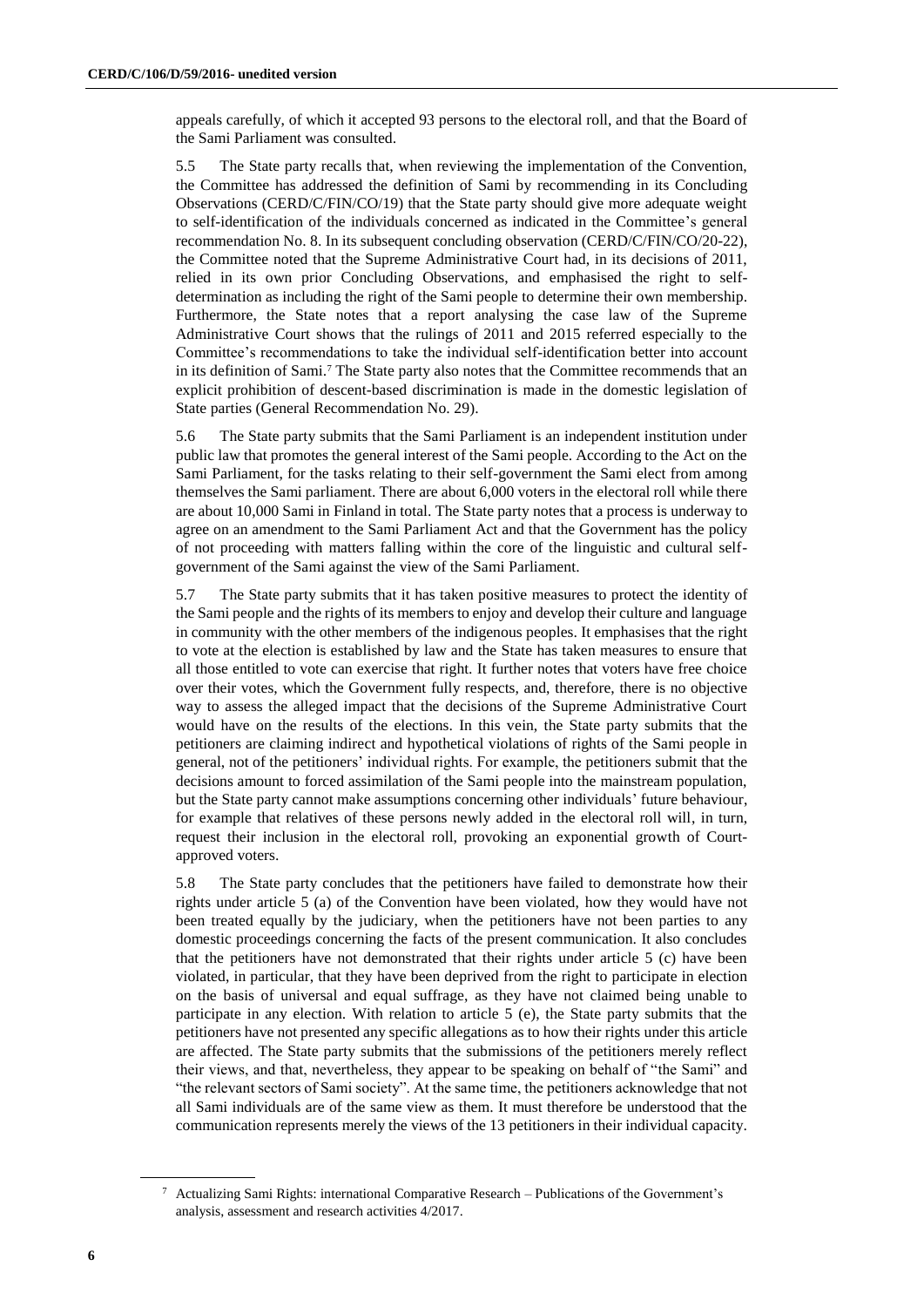appeals carefully, of which it accepted 93 persons to the electoral roll, and that the Board of the Sami Parliament was consulted.

5.5 The State party recalls that, when reviewing the implementation of the Convention, the Committee has addressed the definition of Sami by recommending in its Concluding Observations (CERD/C/FIN/CO/19) that the State party should give more adequate weight to self-identification of the individuals concerned as indicated in the Committee's general recommendation No. 8. In its subsequent concluding observation (CERD/C/FIN/CO/20-22), the Committee noted that the Supreme Administrative Court had, in its decisions of 2011, relied in its own prior Concluding Observations, and emphasised the right to self-determination as including the right of the Sami people to determine their own membership. Furthermore, the State notes that a report analysing the case law of the Supreme Administrative Court shows that the rulings of 2011 and 2015 referred especially to the Committee's recommendations to take the individual self-identification better into account in its definition of Sami.[7] The State party also notes that the Committee recommends that an explicit prohibition of descent-based discrimination is made in the domestic legislation of State parties (General Recommendation No. 29).

5.6 The State party submits that the Sami Parliament is an independent institution under public law that promotes the general interest of the Sami people. According to the Act on the Sami Parliament, for the tasks relating to their self-government the Sami elect from among themselves the Sami parliament. There are about 6,000 voters in the electoral roll while there are about 10,000 Sami in Finland in total. The State party notes that a process is underway to agree on an amendment to the Sami Parliament Act and that the Government has the policy of not proceeding with matters falling within the core of the linguistic and cultural self-government of the Sami against the view of the Sami Parliament.

5.7 The State party submits that it has taken positive measures to protect the identity of the Sami people and the rights of its members to enjoy and develop their culture and language in community with the other members of the indigenous peoples. It emphasises that the right to vote at the election is established by law and the State has taken measures to ensure that all those entitled to vote can exercise that right. It further notes that voters have free choice over their votes, which the Government fully respects, and, therefore, there is no objective way to assess the alleged impact that the decisions of the Supreme Administrative Court would have on the results of the elections. In this vein, the State party submits that the petitioners are claiming indirect and hypothetical violations of rights of the Sami people in general, not of the petitioners' individual rights. For example, the petitioners submit that the decisions amount to forced assimilation of the Sami people into the mainstream population, but the State party cannot make assumptions concerning other individuals' future behaviour, for example that relatives of these persons newly added in the electoral roll will, in turn, request their inclusion in the electoral roll, provoking an exponential growth of Court-approved voters.

5.8 The State party concludes that the petitioners have failed to demonstrate how their rights under article 5 (a) of the Convention have been violated, how they would have not been treated equally by the judiciary, when the petitioners have not been parties to any domestic proceedings concerning the facts of the present communication. It also concludes that the petitioners have not demonstrated that their rights under article 5 (c) have been violated, in particular, that they have been deprived from the right to participate in election on the basis of universal and equal suffrage, as they have not claimed being unable to participate in any election. With relation to article 5 (e), the State party submits that the petitioners have not presented any specific allegations as to how their rights under this article are affected. The State party submits that the submissions of the petitioners merely reflect their views, and that, nevertheless, they appear to be speaking on behalf of "the Sami" and "the relevant sectors of Sami society". At the same time, the petitioners acknowledge that not all Sami individuals are of the same view as them. It must therefore be understood that the communication represents merely the views of the 13 petitioners in their individual capacity.

[7] Actualizing Sami Rights: international Comparative Research – Publications of the Government's analysis, assessment and research activities 4/2017.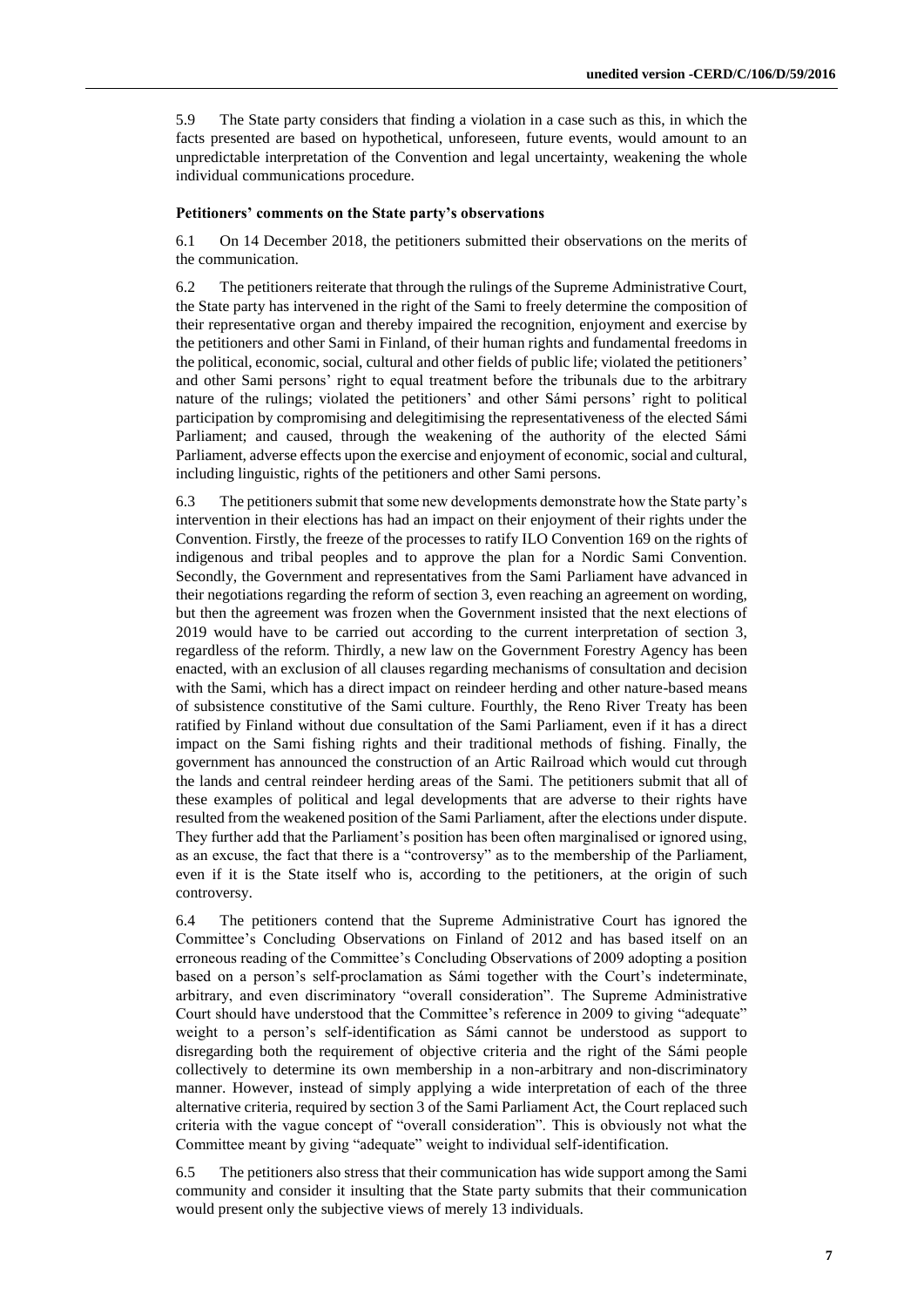5.9 The State party considers that finding a violation in a case such as this, in which the facts presented are based on hypothetical, unforeseen, future events, would amount to an unpredictable interpretation of the Convention and legal uncertainty, weakening the whole individual communications procedure.

### Petitioners' comments on the State party's observations

6.1 On 14 December 2018, the petitioners submitted their observations on the merits of the communication.

6.2 The petitioners reiterate that through the rulings of the Supreme Administrative Court, the State party has intervened in the right of the Sami to freely determine the composition of their representative organ and thereby impaired the recognition, enjoyment and exercise by the petitioners and other Sami in Finland, of their human rights and fundamental freedoms in the political, economic, social, cultural and other fields of public life; violated the petitioners' and other Sami persons' right to equal treatment before the tribunals due to the arbitrary nature of the rulings; violated the petitioners' and other Sámi persons' right to political participation by compromising and delegitimising the representativeness of the elected Sámi Parliament; and caused, through the weakening of the authority of the elected Sámi Parliament, adverse effects upon the exercise and enjoyment of economic, social and cultural, including linguistic, rights of the petitioners and other Sami persons.

6.3 The petitioners submit that some new developments demonstrate how the State party's intervention in their elections has had an impact on their enjoyment of their rights under the Convention. Firstly, the freeze of the processes to ratify ILO Convention 169 on the rights of indigenous and tribal peoples and to approve the plan for a Nordic Sami Convention. Secondly, the Government and representatives from the Sami Parliament have advanced in their negotiations regarding the reform of section 3, even reaching an agreement on wording, but then the agreement was frozen when the Government insisted that the next elections of 2019 would have to be carried out according to the current interpretation of section 3, regardless of the reform. Thirdly, a new law on the Government Forestry Agency has been enacted, with an exclusion of all clauses regarding mechanisms of consultation and decision with the Sami, which has a direct impact on reindeer herding and other nature-based means of subsistence constitutive of the Sami culture. Fourthly, the Reno River Treaty has been ratified by Finland without due consultation of the Sami Parliament, even if it has a direct impact on the Sami fishing rights and their traditional methods of fishing. Finally, the government has announced the construction of an Artic Railroad which would cut through the lands and central reindeer herding areas of the Sami. The petitioners submit that all of these examples of political and legal developments that are adverse to their rights have resulted from the weakened position of the Sami Parliament, after the elections under dispute. They further add that the Parliament's position has been often marginalised or ignored using, as an excuse, the fact that there is a "controversy" as to the membership of the Parliament, even if it is the State itself who is, according to the petitioners, at the origin of such controversy.

6.4 The petitioners contend that the Supreme Administrative Court has ignored the Committee's Concluding Observations on Finland of 2012 and has based itself on an erroneous reading of the Committee's Concluding Observations of 2009 adopting a position based on a person's self-proclamation as Sámi together with the Court's indeterminate, arbitrary, and even discriminatory "overall consideration". The Supreme Administrative Court should have understood that the Committee's reference in 2009 to giving "adequate" weight to a person's self-identification as Sámi cannot be understood as support to disregarding both the requirement of objective criteria and the right of the Sámi people collectively to determine its own membership in a non-arbitrary and non-discriminatory manner. However, instead of simply applying a wide interpretation of each of the three alternative criteria, required by section 3 of the Sami Parliament Act, the Court replaced such criteria with the vague concept of "overall consideration". This is obviously not what the Committee meant by giving "adequate" weight to individual self-identification.

6.5 The petitioners also stress that their communication has wide support among the Sami community and consider it insulting that the State party submits that their communication would present only the subjective views of merely 13 individuals.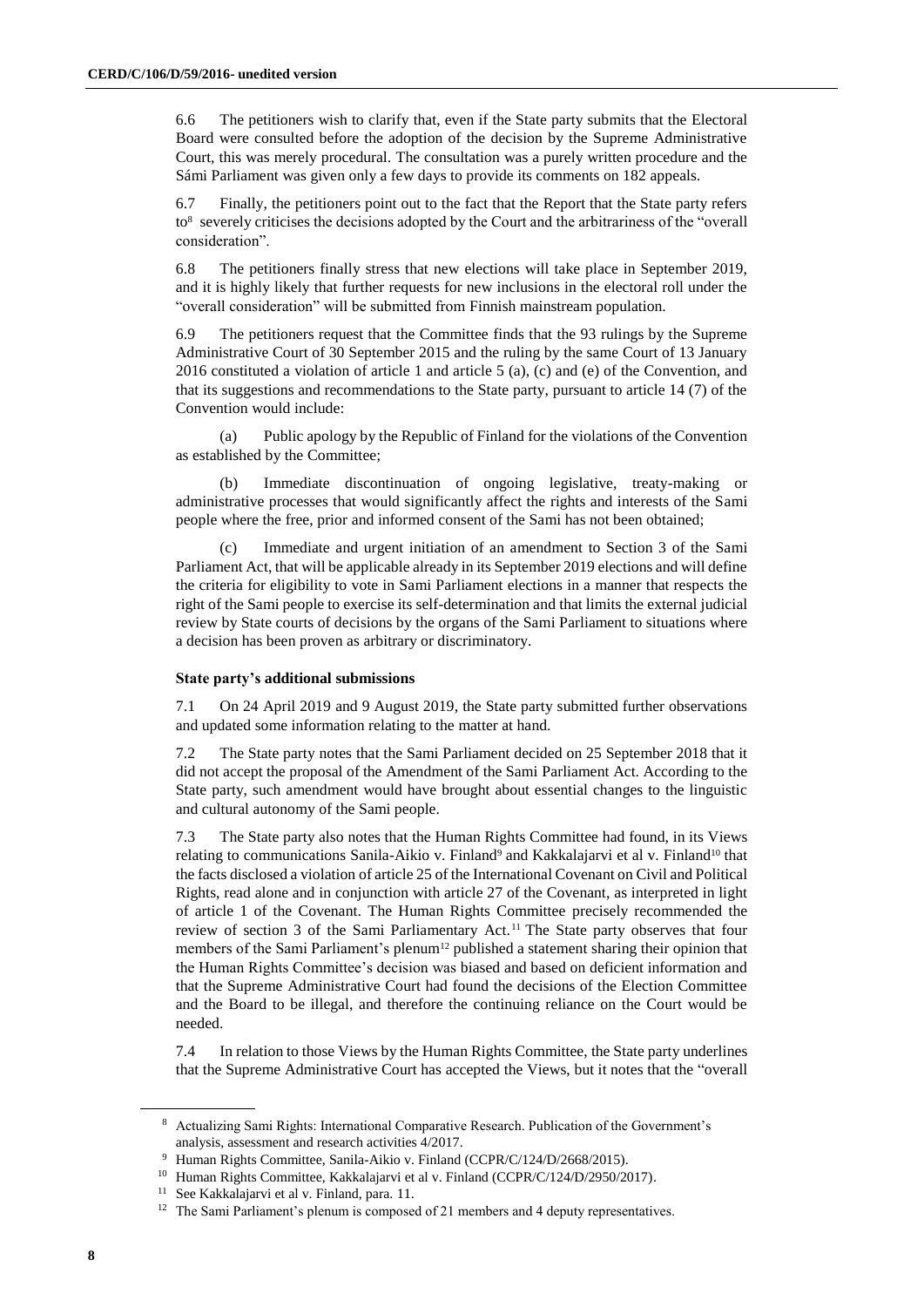6.6 The petitioners wish to clarify that, even if the State party submits that the Electoral Board were consulted before the adoption of the decision by the Supreme Administrative Court, this was merely procedural. The consultation was a purely written procedure and the Sámi Parliament was given only a few days to provide its comments on 182 appeals.

6.7 Finally, the petitioners point out to the fact that the Report that the State party refers to[8] severely criticises the decisions adopted by the Court and the arbitrariness of the "overall consideration".

6.8 The petitioners finally stress that new elections will take place in September 2019, and it is highly likely that further requests for new inclusions in the electoral roll under the "overall consideration" will be submitted from Finnish mainstream population.

6.9 The petitioners request that the Committee finds that the 93 rulings by the Supreme Administrative Court of 30 September 2015 and the ruling by the same Court of 13 January 2016 constituted a violation of article 1 and article 5 (a), (c) and (e) of the Convention, and that its suggestions and recommendations to the State party, pursuant to article 14 (7) of the Convention would include:

(a) Public apology by the Republic of Finland for the violations of the Convention as established by the Committee;

(b) Immediate discontinuation of ongoing legislative, treaty-making or administrative processes that would significantly affect the rights and interests of the Sami people where the free, prior and informed consent of the Sami has not been obtained;

(c) Immediate and urgent initiation of an amendment to Section 3 of the Sami Parliament Act, that will be applicable already in its September 2019 elections and will define the criteria for eligibility to vote in Sami Parliament elections in a manner that respects the right of the Sami people to exercise its self-determination and that limits the external judicial review by State courts of decisions by the organs of the Sami Parliament to situations where a decision has been proven as arbitrary or discriminatory.

**State party's additional submissions**

7.1 On 24 April 2019 and 9 August 2019, the State party submitted further observations and updated some information relating to the matter at hand.

7.2 The State party notes that the Sami Parliament decided on 25 September 2018 that it did not accept the proposal of the Amendment of the Sami Parliament Act. According to the State party, such amendment would have brought about essential changes to the linguistic and cultural autonomy of the Sami people.

7.3 The State party also notes that the Human Rights Committee had found, in its Views relating to communications Sanila-Aikio v. Finland[9] and Kakkalajarvi et al v. Finland[10] that the facts disclosed a violation of article 25 of the International Covenant on Civil and Political Rights, read alone and in conjunction with article 27 of the Covenant, as interpreted in light of article 1 of the Covenant. The Human Rights Committee precisely recommended the review of section 3 of the Sami Parliamentary Act.[11] The State party observes that four members of the Sami Parliament's plenum[12] published a statement sharing their opinion that the Human Rights Committee's decision was biased and based on deficient information and that the Supreme Administrative Court had found the decisions of the Election Committee and the Board to be illegal, and therefore the continuing reliance on the Court would be needed.

7.4 In relation to those Views by the Human Rights Committee, the State party underlines that the Supreme Administrative Court has accepted the Views, but it notes that the "overall

---

[8] Actualizing Sami Rights: International Comparative Research. Publication of the Government's analysis, assessment and research activities 4/2017.

[9] Human Rights Committee, Sanila-Aikio v. Finland (CCPR/C/124/D/2668/2015).

[10] Human Rights Committee, Kakkalajarvi et al v. Finland (CCPR/C/124/D/2950/2017).

[11] See Kakkalajarvi et al v. Finland, para. 11.

[12] The Sami Parliament's plenum is composed of 21 members and 4 deputy representatives.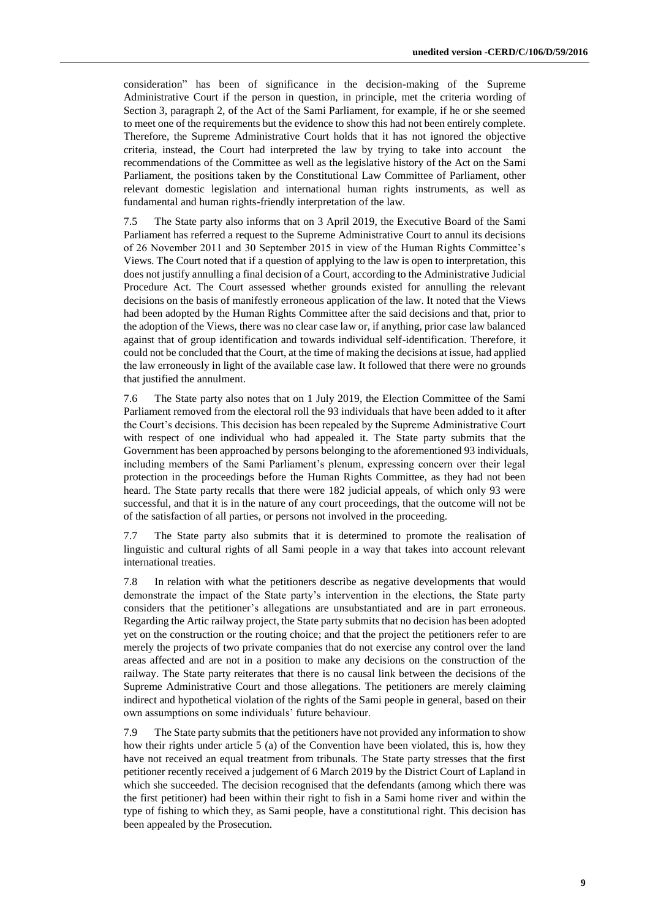consideration" has been of significance in the decision-making of the Supreme Administrative Court if the person in question, in principle, met the criteria wording of Section 3, paragraph 2, of the Act of the Sami Parliament, for example, if he or she seemed to meet one of the requirements but the evidence to show this had not been entirely complete. Therefore, the Supreme Administrative Court holds that it has not ignored the objective criteria, instead, the Court had interpreted the law by trying to take into account the recommendations of the Committee as well as the legislative history of the Act on the Sami Parliament, the positions taken by the Constitutional Law Committee of Parliament, other relevant domestic legislation and international human rights instruments, as well as fundamental and human rights-friendly interpretation of the law.

7.5 The State party also informs that on 3 April 2019, the Executive Board of the Sami Parliament has referred a request to the Supreme Administrative Court to annul its decisions of 26 November 2011 and 30 September 2015 in view of the Human Rights Committee's Views. The Court noted that if a question of applying to the law is open to interpretation, this does not justify annulling a final decision of a Court, according to the Administrative Judicial Procedure Act. The Court assessed whether grounds existed for annulling the relevant decisions on the basis of manifestly erroneous application of the law. It noted that the Views had been adopted by the Human Rights Committee after the said decisions and that, prior to the adoption of the Views, there was no clear case law or, if anything, prior case law balanced against that of group identification and towards individual self-identification. Therefore, it could not be concluded that the Court, at the time of making the decisions at issue, had applied the law erroneously in light of the available case law. It followed that there were no grounds that justified the annulment.

7.6 The State party also notes that on 1 July 2019, the Election Committee of the Sami Parliament removed from the electoral roll the 93 individuals that have been added to it after the Court's decisions. This decision has been repealed by the Supreme Administrative Court with respect of one individual who had appealed it. The State party submits that the Government has been approached by persons belonging to the aforementioned 93 individuals, including members of the Sami Parliament's plenum, expressing concern over their legal protection in the proceedings before the Human Rights Committee, as they had not been heard. The State party recalls that there were 182 judicial appeals, of which only 93 were successful, and that it is in the nature of any court proceedings, that the outcome will not be of the satisfaction of all parties, or persons not involved in the proceeding.

7.7 The State party also submits that it is determined to promote the realisation of linguistic and cultural rights of all Sami people in a way that takes into account relevant international treaties.

7.8 In relation with what the petitioners describe as negative developments that would demonstrate the impact of the State party's intervention in the elections, the State party considers that the petitioner's allegations are unsubstantiated and are in part erroneous. Regarding the Artic railway project, the State party submits that no decision has been adopted yet on the construction or the routing choice; and that the project the petitioners refer to are merely the projects of two private companies that do not exercise any control over the land areas affected and are not in a position to make any decisions on the construction of the railway. The State party reiterates that there is no causal link between the decisions of the Supreme Administrative Court and those allegations. The petitioners are merely claiming indirect and hypothetical violation of the rights of the Sami people in general, based on their own assumptions on some individuals' future behaviour.

7.9 The State party submits that the petitioners have not provided any information to show how their rights under article 5 (a) of the Convention have been violated, this is, how they have not received an equal treatment from tribunals. The State party stresses that the first petitioner recently received a judgement of 6 March 2019 by the District Court of Lapland in which she succeeded. The decision recognised that the defendants (among which there was the first petitioner) had been within their right to fish in a Sami home river and within the type of fishing to which they, as Sami people, have a constitutional right. This decision has been appealed by the Prosecution.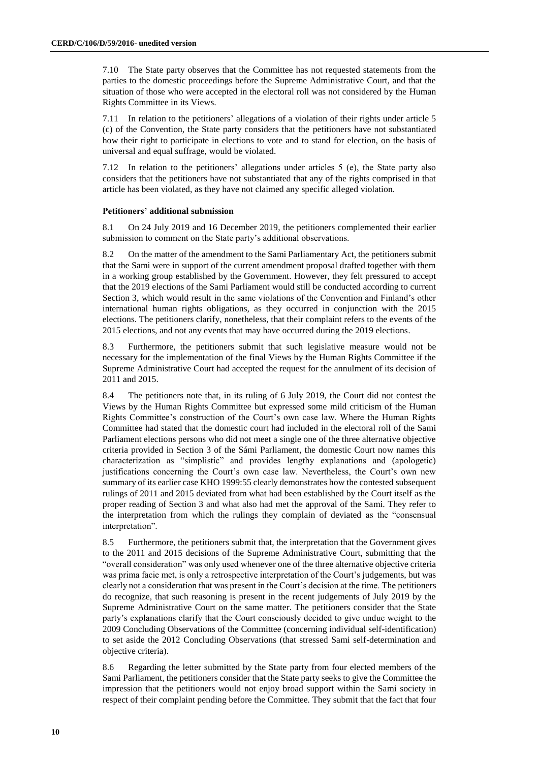7.10 The State party observes that the Committee has not requested statements from the parties to the domestic proceedings before the Supreme Administrative Court, and that the situation of those who were accepted in the electoral roll was not considered by the Human Rights Committee in its Views.

7.11 In relation to the petitioners' allegations of a violation of their rights under article 5 (c) of the Convention, the State party considers that the petitioners have not substantiated how their right to participate in elections to vote and to stand for election, on the basis of universal and equal suffrage, would be violated.

7.12 In relation to the petitioners' allegations under articles 5 (e), the State party also considers that the petitioners have not substantiated that any of the rights comprised in that article has been violated, as they have not claimed any specific alleged violation.

**Petitioners' additional submission**

8.1 On 24 July 2019 and 16 December 2019, the petitioners complemented their earlier submission to comment on the State party's additional observations.

8.2 On the matter of the amendment to the Sami Parliamentary Act, the petitioners submit that the Sami were in support of the current amendment proposal drafted together with them in a working group established by the Government. However, they felt pressured to accept that the 2019 elections of the Sami Parliament would still be conducted according to current Section 3, which would result in the same violations of the Convention and Finland's other international human rights obligations, as they occurred in conjunction with the 2015 elections. The petitioners clarify, nonetheless, that their complaint refers to the events of the 2015 elections, and not any events that may have occurred during the 2019 elections.

8.3 Furthermore, the petitioners submit that such legislative measure would not be necessary for the implementation of the final Views by the Human Rights Committee if the Supreme Administrative Court had accepted the request for the annulment of its decision of 2011 and 2015.

8.4 The petitioners note that, in its ruling of 6 July 2019, the Court did not contest the Views by the Human Rights Committee but expressed some mild criticism of the Human Rights Committee's construction of the Court's own case law. Where the Human Rights Committee had stated that the domestic court had included in the electoral roll of the Sami Parliament elections persons who did not meet a single one of the three alternative objective criteria provided in Section 3 of the Sámi Parliament, the domestic Court now names this characterization as "simplistic" and provides lengthy explanations and (apologetic) justifications concerning the Court's own case law. Nevertheless, the Court's own new summary of its earlier case KHO 1999:55 clearly demonstrates how the contested subsequent rulings of 2011 and 2015 deviated from what had been established by the Court itself as the proper reading of Section 3 and what also had met the approval of the Sami. They refer to the interpretation from which the rulings they complain of deviated as the "consensual interpretation".

8.5 Furthermore, the petitioners submit that, the interpretation that the Government gives to the 2011 and 2015 decisions of the Supreme Administrative Court, submitting that the "overall consideration" was only used whenever one of the three alternative objective criteria was prima facie met, is only a retrospective interpretation of the Court's judgements, but was clearly not a consideration that was present in the Court's decision at the time. The petitioners do recognize, that such reasoning is present in the recent judgements of July 2019 by the Supreme Administrative Court on the same matter. The petitioners consider that the State party's explanations clarify that the Court consciously decided to give undue weight to the 2009 Concluding Observations of the Committee (concerning individual self-identification) to set aside the 2012 Concluding Observations (that stressed Sami self-determination and objective criteria).

8.6 Regarding the letter submitted by the State party from four elected members of the Sami Parliament, the petitioners consider that the State party seeks to give the Committee the impression that the petitioners would not enjoy broad support within the Sami society in respect of their complaint pending before the Committee. They submit that the fact that four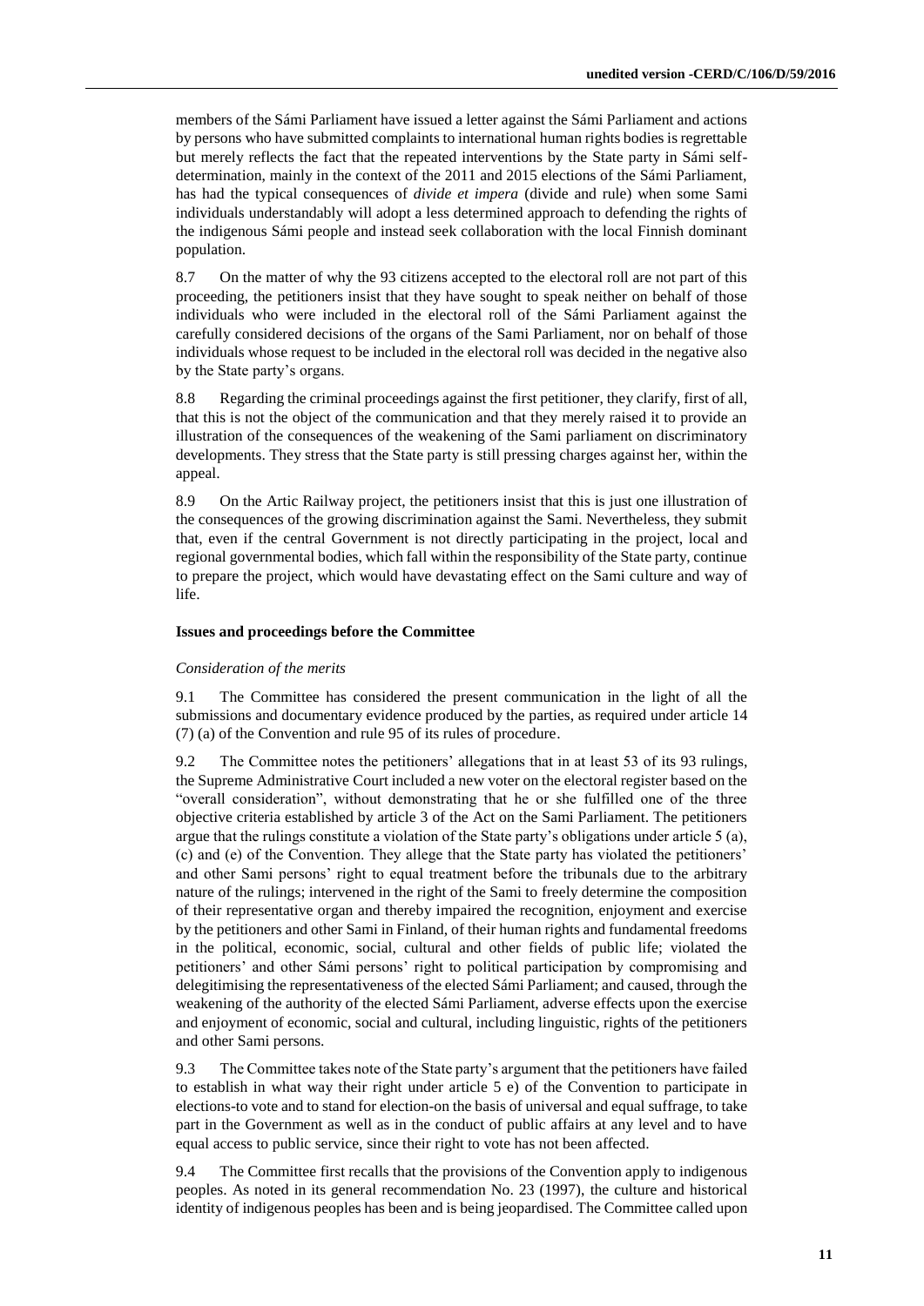members of the Sámi Parliament have issued a letter against the Sámi Parliament and actions by persons who have submitted complaints to international human rights bodies is regrettable but merely reflects the fact that the repeated interventions by the State party in Sámi self-determination, mainly in the context of the 2011 and 2015 elections of the Sámi Parliament, has had the typical consequences of *divide et impera* (divide and rule) when some Sami individuals understandably will adopt a less determined approach to defending the rights of the indigenous Sámi people and instead seek collaboration with the local Finnish dominant population.

8.7 On the matter of why the 93 citizens accepted to the electoral roll are not part of this proceeding, the petitioners insist that they have sought to speak neither on behalf of those individuals who were included in the electoral roll of the Sámi Parliament against the carefully considered decisions of the organs of the Sami Parliament, nor on behalf of those individuals whose request to be included in the electoral roll was decided in the negative also by the State party's organs.

8.8 Regarding the criminal proceedings against the first petitioner, they clarify, first of all, that this is not the object of the communication and that they merely raised it to provide an illustration of the consequences of the weakening of the Sami parliament on discriminatory developments. They stress that the State party is still pressing charges against her, within the appeal.

8.9 On the Artic Railway project, the petitioners insist that this is just one illustration of the consequences of the growing discrimination against the Sami. Nevertheless, they submit that, even if the central Government is not directly participating in the project, local and regional governmental bodies, which fall within the responsibility of the State party, continue to prepare the project, which would have devastating effect on the Sami culture and way of life.

### Issues and proceedings before the Committee

*Consideration of the merits*

9.1 The Committee has considered the present communication in the light of all the submissions and documentary evidence produced by the parties, as required under article 14 (7) (a) of the Convention and rule 95 of its rules of procedure.

9.2 The Committee notes the petitioners' allegations that in at least 53 of its 93 rulings, the Supreme Administrative Court included a new voter on the electoral register based on the "overall consideration", without demonstrating that he or she fulfilled one of the three objective criteria established by article 3 of the Act on the Sami Parliament. The petitioners argue that the rulings constitute a violation of the State party's obligations under article 5 (a), (c) and (e) of the Convention. They allege that the State party has violated the petitioners' and other Sami persons' right to equal treatment before the tribunals due to the arbitrary nature of the rulings; intervened in the right of the Sami to freely determine the composition of their representative organ and thereby impaired the recognition, enjoyment and exercise by the petitioners and other Sami in Finland, of their human rights and fundamental freedoms in the political, economic, social, cultural and other fields of public life; violated the petitioners' and other Sámi persons' right to political participation by compromising and delegitimising the representativeness of the elected Sámi Parliament; and caused, through the weakening of the authority of the elected Sámi Parliament, adverse effects upon the exercise and enjoyment of economic, social and cultural, including linguistic, rights of the petitioners and other Sami persons.

9.3 The Committee takes note of the State party's argument that the petitioners have failed to establish in what way their right under article 5 e) of the Convention to participate in elections-to vote and to stand for election-on the basis of universal and equal suffrage, to take part in the Government as well as in the conduct of public affairs at any level and to have equal access to public service, since their right to vote has not been affected.

9.4 The Committee first recalls that the provisions of the Convention apply to indigenous peoples. As noted in its general recommendation No. 23 (1997), the culture and historical identity of indigenous peoples has been and is being jeopardised. The Committee called upon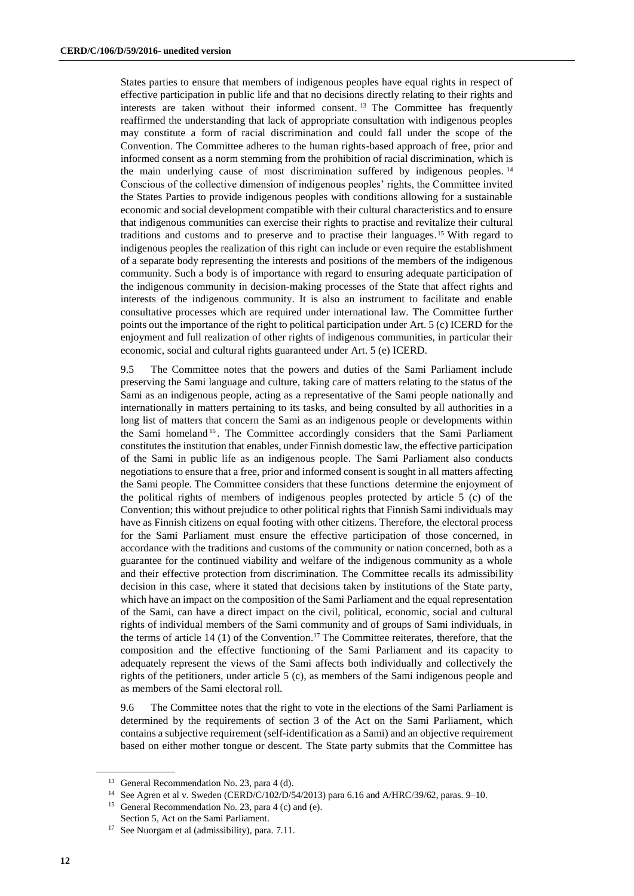States parties to ensure that members of indigenous peoples have equal rights in respect of effective participation in public life and that no decisions directly relating to their rights and interests are taken without their informed consent.[13] The Committee has frequently reaffirmed the understanding that lack of appropriate consultation with indigenous peoples may constitute a form of racial discrimination and could fall under the scope of the Convention. The Committee adheres to the human rights-based approach of free, prior and informed consent as a norm stemming from the prohibition of racial discrimination, which is the main underlying cause of most discrimination suffered by indigenous peoples.[14] Conscious of the collective dimension of indigenous peoples' rights, the Committee invited the States Parties to provide indigenous peoples with conditions allowing for a sustainable economic and social development compatible with their cultural characteristics and to ensure that indigenous communities can exercise their rights to practise and revitalize their cultural traditions and customs and to preserve and to practise their languages.[15] With regard to indigenous peoples the realization of this right can include or even require the establishment of a separate body representing the interests and positions of the members of the indigenous community. Such a body is of importance with regard to ensuring adequate participation of the indigenous community in decision-making processes of the State that affect rights and interests of the indigenous community. It is also an instrument to facilitate and enable consultative processes which are required under international law. The Committee further points out the importance of the right to political participation under Art. 5 (c) ICERD for the enjoyment and full realization of other rights of indigenous communities, in particular their economic, social and cultural rights guaranteed under Art. 5 (e) ICERD.

9.5 The Committee notes that the powers and duties of the Sami Parliament include preserving the Sami language and culture, taking care of matters relating to the status of the Sami as an indigenous people, acting as a representative of the Sami people nationally and internationally in matters pertaining to its tasks, and being consulted by all authorities in a long list of matters that concern the Sami as an indigenous people or developments within the Sami homeland[16]. The Committee accordingly considers that the Sami Parliament constitutes the institution that enables, under Finnish domestic law, the effective participation of the Sami in public life as an indigenous people. The Sami Parliament also conducts negotiations to ensure that a free, prior and informed consent is sought in all matters affecting the Sami people. The Committee considers that these functions determine the enjoyment of the political rights of members of indigenous peoples protected by article 5 (c) of the Convention; this without prejudice to other political rights that Finnish Sami individuals may have as Finnish citizens on equal footing with other citizens. Therefore, the electoral process for the Sami Parliament must ensure the effective participation of those concerned, in accordance with the traditions and customs of the community or nation concerned, both as a guarantee for the continued viability and welfare of the indigenous community as a whole and their effective protection from discrimination. The Committee recalls its admissibility decision in this case, where it stated that decisions taken by institutions of the State party, which have an impact on the composition of the Sami Parliament and the equal representation of the Sami, can have a direct impact on the civil, political, economic, social and cultural rights of individual members of the Sami community and of groups of Sami individuals, in the terms of article 14 (1) of the Convention.[17] The Committee reiterates, therefore, that the composition and the effective functioning of the Sami Parliament and its capacity to adequately represent the views of the Sami affects both individually and collectively the rights of the petitioners, under article 5 (c), as members of the Sami indigenous people and as members of the Sami electoral roll.

9.6 The Committee notes that the right to vote in the elections of the Sami Parliament is determined by the requirements of section 3 of the Act on the Sami Parliament, which contains a subjective requirement (self-identification as a Sami) and an objective requirement based on either mother tongue or descent. The State party submits that the Committee has

---

[13] General Recommendation No. 23, para 4 (d).

[14] See Agren et al v. Sweden (CERD/C/102/D/54/2013) para 6.16 and A/HRC/39/62, paras. 9–10.

[15] General Recommendation No. 23, para 4 (c) and (e).

[16] Section 5, Act on the Sami Parliament.

[17] See Nuorgam et al (admissibility), para. 7.11.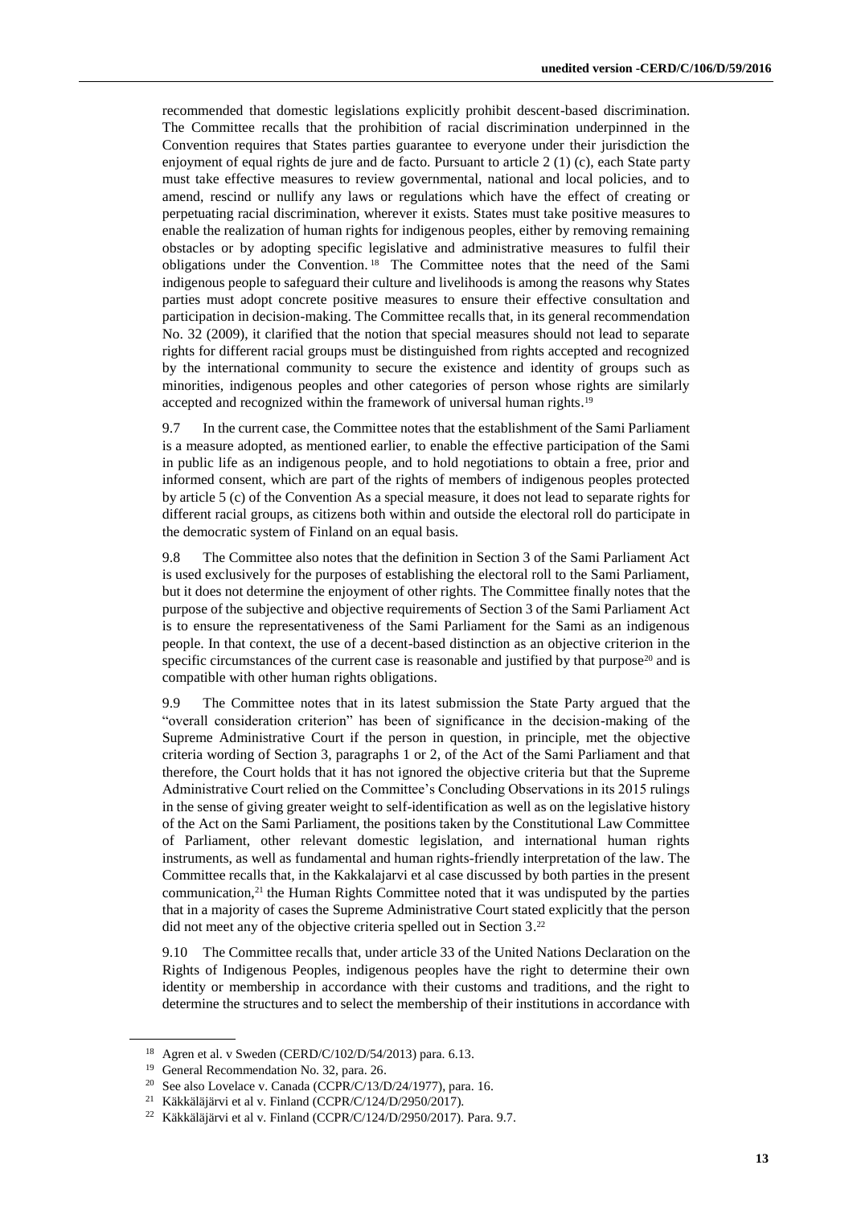recommended that domestic legislations explicitly prohibit descent-based discrimination. The Committee recalls that the prohibition of racial discrimination underpinned in the Convention requires that States parties guarantee to everyone under their jurisdiction the enjoyment of equal rights de jure and de facto. Pursuant to article 2 (1) (c), each State party must take effective measures to review governmental, national and local policies, and to amend, rescind or nullify any laws or regulations which have the effect of creating or perpetuating racial discrimination, wherever it exists. States must take positive measures to enable the realization of human rights for indigenous peoples, either by removing remaining obstacles or by adopting specific legislative and administrative measures to fulfil their obligations under the Convention.[18] The Committee notes that the need of the Sami indigenous people to safeguard their culture and livelihoods is among the reasons why States parties must adopt concrete positive measures to ensure their effective consultation and participation in decision-making. The Committee recalls that, in its general recommendation No. 32 (2009), it clarified that the notion that special measures should not lead to separate rights for different racial groups must be distinguished from rights accepted and recognized by the international community to secure the existence and identity of groups such as minorities, indigenous peoples and other categories of person whose rights are similarly accepted and recognized within the framework of universal human rights.[19]

9.7 In the current case, the Committee notes that the establishment of the Sami Parliament is a measure adopted, as mentioned earlier, to enable the effective participation of the Sami in public life as an indigenous people, and to hold negotiations to obtain a free, prior and informed consent, which are part of the rights of members of indigenous peoples protected by article 5 (c) of the Convention As a special measure, it does not lead to separate rights for different racial groups, as citizens both within and outside the electoral roll do participate in the democratic system of Finland on an equal basis.

9.8 The Committee also notes that the definition in Section 3 of the Sami Parliament Act is used exclusively for the purposes of establishing the electoral roll to the Sami Parliament, but it does not determine the enjoyment of other rights. The Committee finally notes that the purpose of the subjective and objective requirements of Section 3 of the Sami Parliament Act is to ensure the representativeness of the Sami Parliament for the Sami as an indigenous people. In that context, the use of a decent-based distinction as an objective criterion in the specific circumstances of the current case is reasonable and justified by that purpose[20] and is compatible with other human rights obligations.

9.9 The Committee notes that in its latest submission the State Party argued that the "overall consideration criterion" has been of significance in the decision-making of the Supreme Administrative Court if the person in question, in principle, met the objective criteria wording of Section 3, paragraphs 1 or 2, of the Act of the Sami Parliament and that therefore, the Court holds that it has not ignored the objective criteria but that the Supreme Administrative Court relied on the Committee's Concluding Observations in its 2015 rulings in the sense of giving greater weight to self-identification as well as on the legislative history of the Act on the Sami Parliament, the positions taken by the Constitutional Law Committee of Parliament, other relevant domestic legislation, and international human rights instruments, as well as fundamental and human rights-friendly interpretation of the law. The Committee recalls that, in the Kakkalajarvi et al case discussed by both parties in the present communication,[21] the Human Rights Committee noted that it was undisputed by the parties that in a majority of cases the Supreme Administrative Court stated explicitly that the person did not meet any of the objective criteria spelled out in Section 3.[22]

9.10 The Committee recalls that, under article 33 of the United Nations Declaration on the Rights of Indigenous Peoples, indigenous peoples have the right to determine their own identity or membership in accordance with their customs and traditions, and the right to determine the structures and to select the membership of their institutions in accordance with

[18] Agren et al. v Sweden (CERD/C/102/D/54/2013) para. 6.13.

[19] General Recommendation No. 32, para. 26.

[20] See also Lovelace v. Canada (CCPR/C/13/D/24/1977), para. 16.

[21] Käkkäläjärvi et al v. Finland (CCPR/C/124/D/2950/2017).

[22] Käkkäläjärvi et al v. Finland (CCPR/C/124/D/2950/2017). Para. 9.7.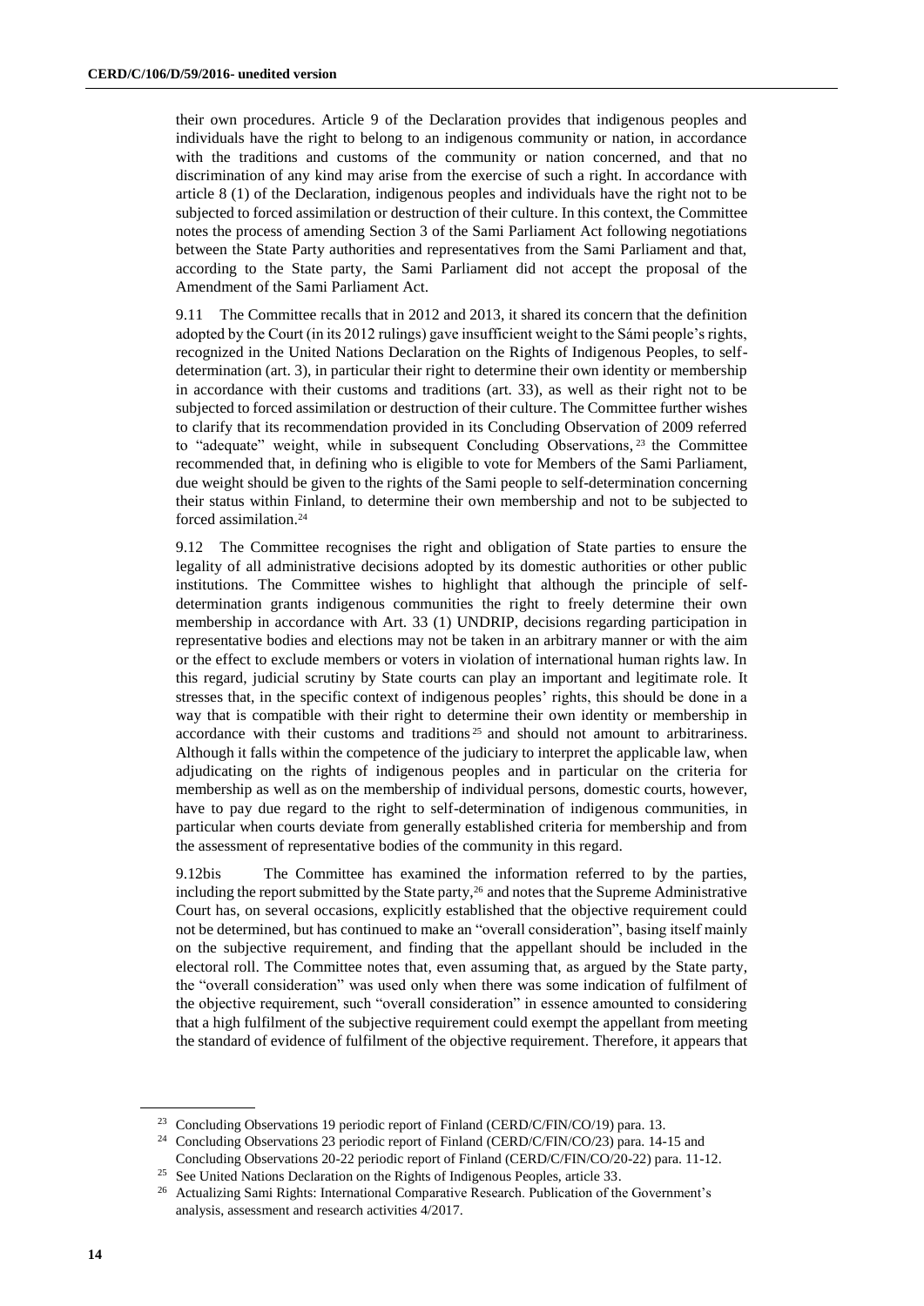their own procedures. Article 9 of the Declaration provides that indigenous peoples and individuals have the right to belong to an indigenous community or nation, in accordance with the traditions and customs of the community or nation concerned, and that no discrimination of any kind may arise from the exercise of such a right. In accordance with article 8 (1) of the Declaration, indigenous peoples and individuals have the right not to be subjected to forced assimilation or destruction of their culture. In this context, the Committee notes the process of amending Section 3 of the Sami Parliament Act following negotiations between the State Party authorities and representatives from the Sami Parliament and that, according to the State party, the Sami Parliament did not accept the proposal of the Amendment of the Sami Parliament Act.

9.11 The Committee recalls that in 2012 and 2013, it shared its concern that the definition adopted by the Court (in its 2012 rulings) gave insufficient weight to the Sámi people's rights, recognized in the United Nations Declaration on the Rights of Indigenous Peoples, to self-determination (art. 3), in particular their right to determine their own identity or membership in accordance with their customs and traditions (art. 33), as well as their right not to be subjected to forced assimilation or destruction of their culture. The Committee further wishes to clarify that its recommendation provided in its Concluding Observation of 2009 referred to "adequate" weight, while in subsequent Concluding Observations,[23] the Committee recommended that, in defining who is eligible to vote for Members of the Sami Parliament, due weight should be given to the rights of the Sami people to self-determination concerning their status within Finland, to determine their own membership and not to be subjected to forced assimilation.[24]

9.12 The Committee recognises the right and obligation of State parties to ensure the legality of all administrative decisions adopted by its domestic authorities or other public institutions. The Committee wishes to highlight that although the principle of self-determination grants indigenous communities the right to freely determine their own membership in accordance with Art. 33 (1) UNDRIP, decisions regarding participation in representative bodies and elections may not be taken in an arbitrary manner or with the aim or the effect to exclude members or voters in violation of international human rights law. In this regard, judicial scrutiny by State courts can play an important and legitimate role. It stresses that, in the specific context of indigenous peoples' rights, this should be done in a way that is compatible with their right to determine their own identity or membership in accordance with their customs and traditions[25] and should not amount to arbitrariness. Although it falls within the competence of the judiciary to interpret the applicable law, when adjudicating on the rights of indigenous peoples and in particular on the criteria for membership as well as on the membership of individual persons, domestic courts, however, have to pay due regard to the right to self-determination of indigenous communities, in particular when courts deviate from generally established criteria for membership and from the assessment of representative bodies of the community in this regard.

9.12bis The Committee has examined the information referred to by the parties, including the report submitted by the State party,[26] and notes that the Supreme Administrative Court has, on several occasions, explicitly established that the objective requirement could not be determined, but has continued to make an "overall consideration", basing itself mainly on the subjective requirement, and finding that the appellant should be included in the electoral roll. The Committee notes that, even assuming that, as argued by the State party, the "overall consideration" was used only when there was some indication of fulfilment of the objective requirement, such "overall consideration" in essence amounted to considering that a high fulfilment of the subjective requirement could exempt the appellant from meeting the standard of evidence of fulfilment of the objective requirement. Therefore, it appears that

[23] Concluding Observations 19 periodic report of Finland (CERD/C/FIN/CO/19) para. 13.

[24] Concluding Observations 23 periodic report of Finland (CERD/C/FIN/CO/23) para. 14-15 and Concluding Observations 20-22 periodic report of Finland (CERD/C/FIN/CO/20-22) para. 11-12.

[25] See United Nations Declaration on the Rights of Indigenous Peoples, article 33.

[26] Actualizing Sami Rights: International Comparative Research. Publication of the Government's analysis, assessment and research activities 4/2017.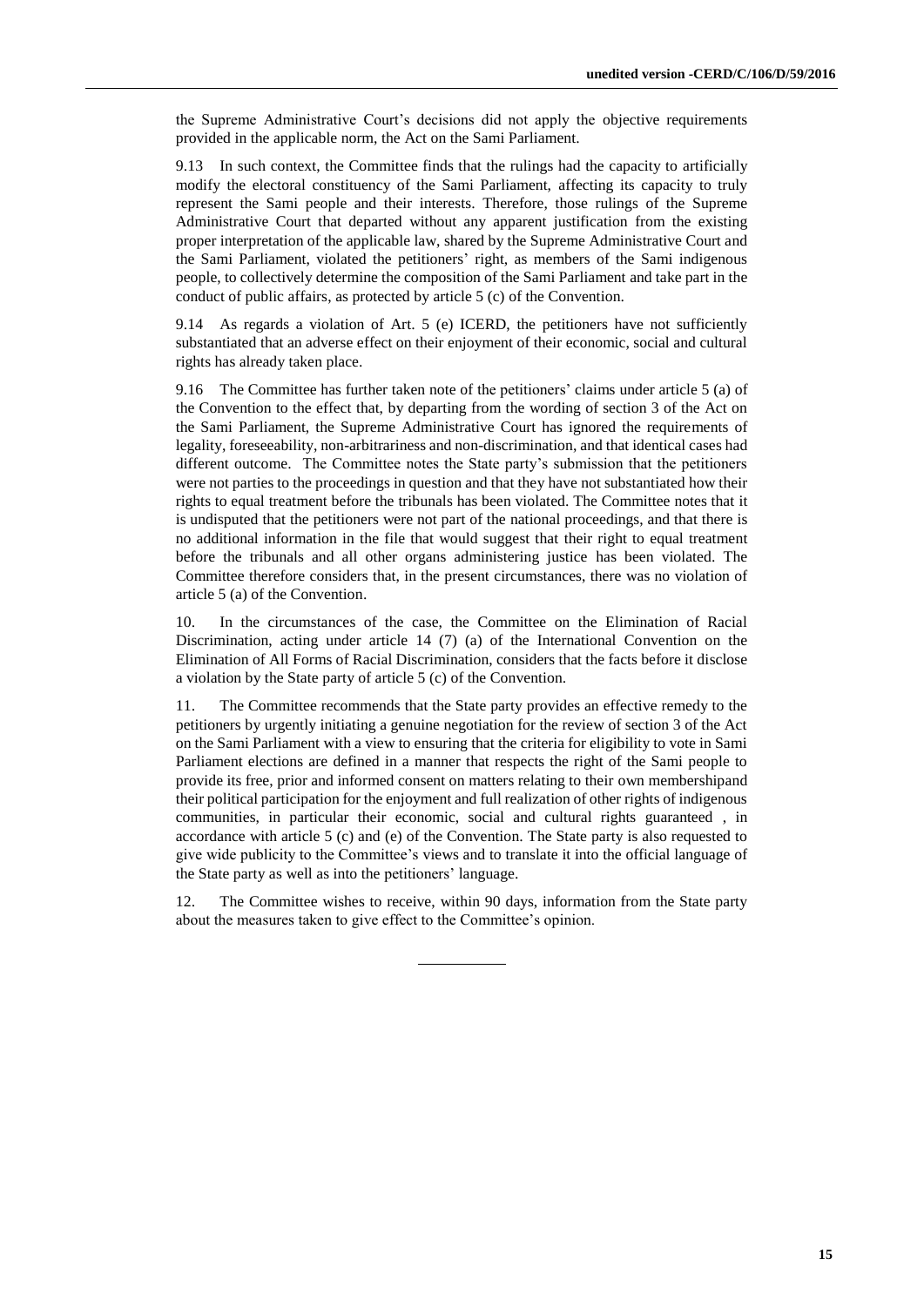the Supreme Administrative Court's decisions did not apply the objective requirements provided in the applicable norm, the Act on the Sami Parliament.

9.13 In such context, the Committee finds that the rulings had the capacity to artificially modify the electoral constituency of the Sami Parliament, affecting its capacity to truly represent the Sami people and their interests. Therefore, those rulings of the Supreme Administrative Court that departed without any apparent justification from the existing proper interpretation of the applicable law, shared by the Supreme Administrative Court and the Sami Parliament, violated the petitioners' right, as members of the Sami indigenous people, to collectively determine the composition of the Sami Parliament and take part in the conduct of public affairs, as protected by article 5 (c) of the Convention.

9.14 As regards a violation of Art. 5 (e) ICERD, the petitioners have not sufficiently substantiated that an adverse effect on their enjoyment of their economic, social and cultural rights has already taken place.

9.16 The Committee has further taken note of the petitioners' claims under article 5 (a) of the Convention to the effect that, by departing from the wording of section 3 of the Act on the Sami Parliament, the Supreme Administrative Court has ignored the requirements of legality, foreseeability, non-arbitrariness and non-discrimination, and that identical cases had different outcome. The Committee notes the State party's submission that the petitioners were not parties to the proceedings in question and that they have not substantiated how their rights to equal treatment before the tribunals has been violated. The Committee notes that it is undisputed that the petitioners were not part of the national proceedings, and that there is no additional information in the file that would suggest that their right to equal treatment before the tribunals and all other organs administering justice has been violated. The Committee therefore considers that, in the present circumstances, there was no violation of article 5 (a) of the Convention.

10. In the circumstances of the case, the Committee on the Elimination of Racial Discrimination, acting under article 14 (7) (a) of the International Convention on the Elimination of All Forms of Racial Discrimination, considers that the facts before it disclose a violation by the State party of article 5 (c) of the Convention.

11. The Committee recommends that the State party provides an effective remedy to the petitioners by urgently initiating a genuine negotiation for the review of section 3 of the Act on the Sami Parliament with a view to ensuring that the criteria for eligibility to vote in Sami Parliament elections are defined in a manner that respects the right of the Sami people to provide its free, prior and informed consent on matters relating to their own membershipand their political participation for the enjoyment and full realization of other rights of indigenous communities, in particular their economic, social and cultural rights guaranteed , in accordance with article 5 (c) and (e) of the Convention. The State party is also requested to give wide publicity to the Committee's views and to translate it into the official language of the State party as well as into the petitioners' language.

12. The Committee wishes to receive, within 90 days, information from the State party about the measures taken to give effect to the Committee's opinion.